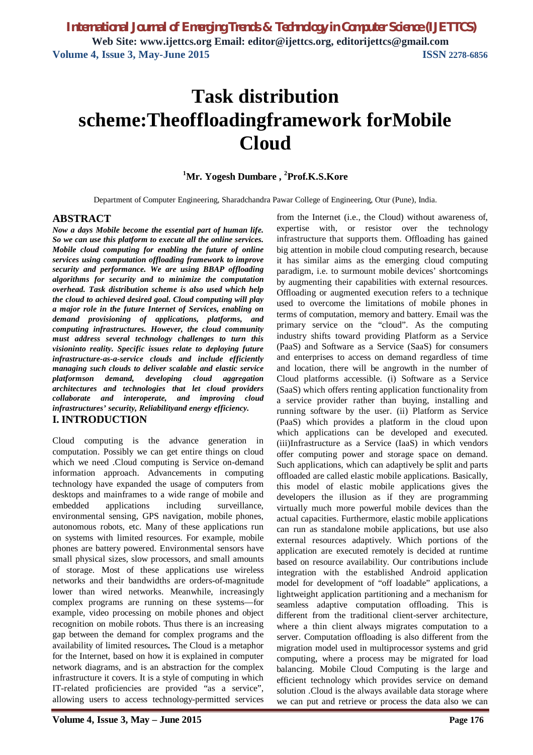# Task distribution scheme:Theoffloadingframework forMobile Cloud

**[1]Mr. Yogesh Dumbare , [2]Prof.K.S.Kore**

Department of Computer Engineering, Sharadchandra Pawar College of Engineering, Otur (Pune), India.

## ABSTRACT

***Now a days Mobile become the essential part of human life. So we can use this platform to execute all the online services. Mobile cloud computing for enabling the future of online services using computation offloading framework to improve security and performance. We are using BBAP offloading algorithms for security and to minimize the computation overhead. Task distribution scheme is also used which help the cloud to achieved desired goal. Cloud computing will play a major role in the future Internet of Services, enabling on demand provisioning of applications, platforms, and computing infrastructures. However, the cloud community must address several technology challenges to turn this visioninto reality. Specific issues relate to deploying future infrastructure-as-a-service clouds and include efficiently managing such clouds to deliver scalable and elastic service platformson demand, developing cloud aggregation architectures and technologies that let cloud providers collaborate and interoperate, and improving cloud infrastructures' security, Reliabilityand energy efficiency.***

## I. INTRODUCTION

Cloud computing is the advance generation in computation. Possibly we can get entire things on cloud which we need .Cloud computing is Service on-demand information approach. Advancements in computing technology have expanded the usage of computers from desktops and mainframes to a wide range of mobile and embedded applications including surveillance, environmental sensing, GPS navigation, mobile phones, autonomous robots, etc. Many of these applications run on systems with limited resources. For example, mobile phones are battery powered. Environmental sensors have small physical sizes, slow processors, and small amounts of storage. Most of these applications use wireless networks and their bandwidths are orders-of-magnitude lower than wired networks. Meanwhile, increasingly complex programs are running on these systems—for example, video processing on mobile phones and object recognition on mobile robots. Thus there is an increasing gap between the demand for complex programs and the availability of limited resources**.** The Cloud is a metaphor for the Internet, based on how it is explained in computer network diagrams, and is an abstraction for the complex infrastructure it covers. It is a style of computing in which IT-related proficiencies are provided "as a service", allowing users to access technology-permitted services from the Internet (i.e., the Cloud) without awareness of, expertise with, or resistor over the technology infrastructure that supports them. Offloading has gained big attention in mobile cloud computing research, because it has similar aims as the emerging cloud computing paradigm, i.e. to surmount mobile devices' shortcomings by augmenting their capabilities with external resources. Offloading or augmented execution refers to a technique used to overcome the limitations of mobile phones in terms of computation, memory and battery. Email was the primary service on the "cloud". As the computing industry shifts toward providing Platform as a Service (PaaS) and Software as a Service (SaaS) for consumers and enterprises to access on demand regardless of time and location, there will be angrowth in the number of Cloud platforms accessible. (i) Software as a Service (SaaS) which offers renting application functionality from a service provider rather than buying, installing and running software by the user. (ii) Platform as Service (PaaS) which provides a platform in the cloud upon which applications can be developed and executed. (iii)Infrastructure as a Service (IaaS) in which vendors offer computing power and storage space on demand. Such applications, which can adaptively be split and parts offloaded are called elastic mobile applications. Basically, this model of elastic mobile applications gives the developers the illusion as if they are programming virtually much more powerful mobile devices than the actual capacities. Furthermore, elastic mobile applications can run as standalone mobile applications, but use also external resources adaptively. Which portions of the application are executed remotely is decided at runtime based on resource availability. Our contributions include integration with the established Android application model for development of "off loadable" applications, a lightweight application partitioning and a mechanism for seamless adaptive computation offloading. This is different from the traditional client-server architecture, where a thin client always migrates computation to a server. Computation offloading is also different from the migration model used in multiprocessor systems and grid computing, where a process may be migrated for load balancing. Mobile Cloud Computing is the large and efficient technology which provides service on demand solution .Cloud is the always available data storage where we can put and retrieve or process the data also we can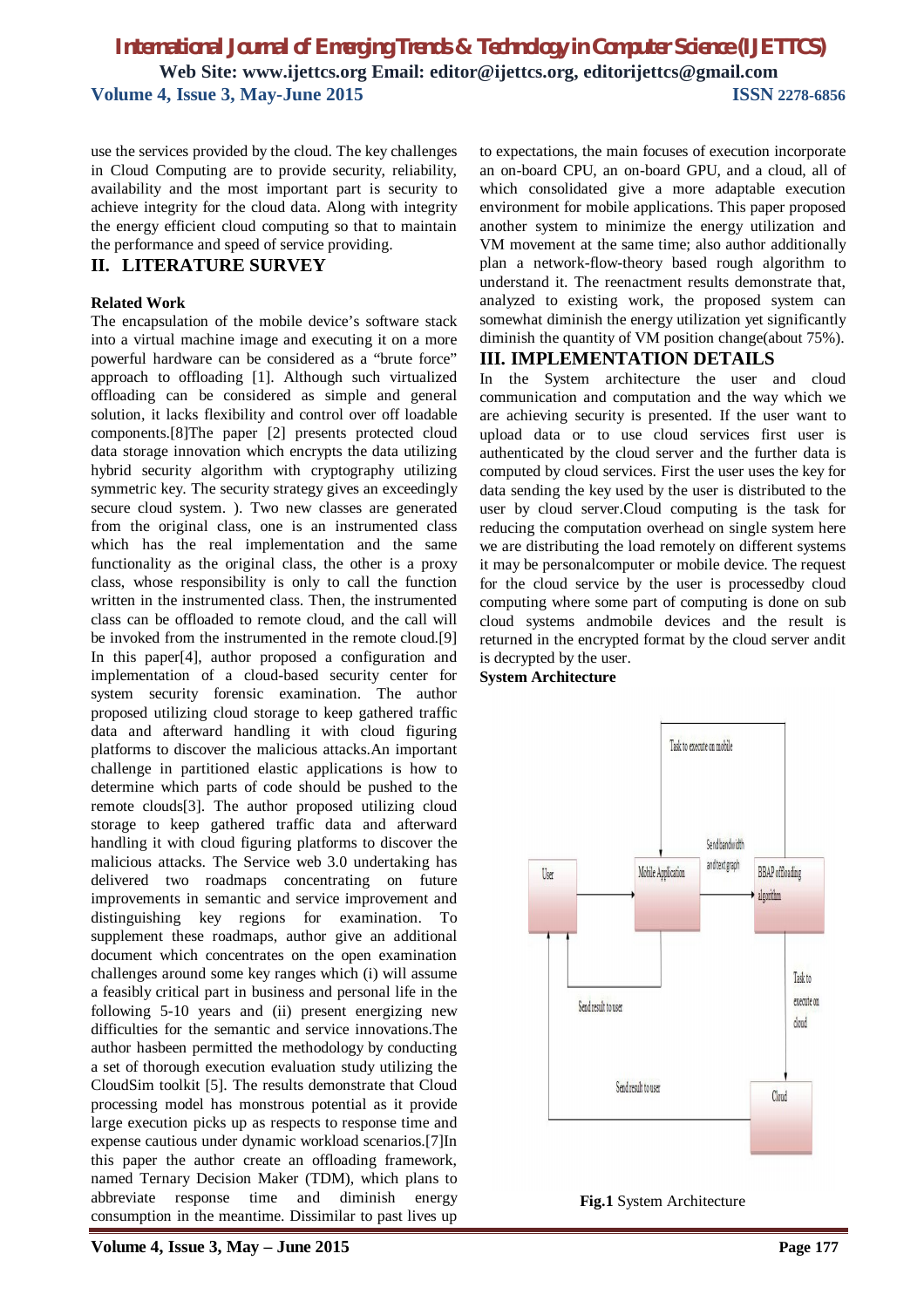use the services provided by the cloud. The key challenges in Cloud Computing are to provide security, reliability, availability and the most important part is security to achieve integrity for the cloud data. Along with integrity the energy efficient cloud computing so that to maintain the performance and speed of service providing.

## II. LITERATURE SURVEY

**Related Work**

The encapsulation of the mobile device's software stack into a virtual machine image and executing it on a more powerful hardware can be considered as a "brute force" approach to offloading [1]. Although such virtualized offloading can be considered as simple and general solution, it lacks flexibility and control over off loadable components.[8]The paper [2] presents protected cloud data storage innovation which encrypts the data utilizing hybrid security algorithm with cryptography utilizing symmetric key. The security strategy gives an exceedingly secure cloud system. ). Two new classes are generated from the original class, one is an instrumented class which has the real implementation and the same functionality as the original class, the other is a proxy class, whose responsibility is only to call the function written in the instrumented class. Then, the instrumented class can be offloaded to remote cloud, and the call will be invoked from the instrumented in the remote cloud.[9] In this paper[4], author proposed a configuration and implementation of a cloud-based security center for system security forensic examination. The author proposed utilizing cloud storage to keep gathered traffic data and afterward handling it with cloud figuring platforms to discover the malicious attacks.An important challenge in partitioned elastic applications is how to determine which parts of code should be pushed to the remote clouds[3]. The author proposed utilizing cloud storage to keep gathered traffic data and afterward handling it with cloud figuring platforms to discover the malicious attacks. The Service web 3.0 undertaking has delivered two roadmaps concentrating on future improvements in semantic and service improvement and distinguishing key regions for examination. To supplement these roadmaps, author give an additional document which concentrates on the open examination challenges around some key ranges which (i) will assume a feasibly critical part in business and personal life in the following 5-10 years and (ii) present energizing new difficulties for the semantic and service innovations.The author hasbeen permitted the methodology by conducting a set of thorough execution evaluation study utilizing the CloudSim toolkit [5]. The results demonstrate that Cloud processing model has monstrous potential as it provide large execution picks up as respects to response time and expense cautious under dynamic workload scenarios.[7]In this paper the author create an offloading framework, named Ternary Decision Maker (TDM), which plans to abbreviate response time and diminish energy consumption in the meantime. Dissimilar to past lives up to expectations, the main focuses of execution incorporate an on-board CPU, an on-board GPU, and a cloud, all of which consolidated give a more adaptable execution environment for mobile applications. This paper proposed another system to minimize the energy utilization and VM movement at the same time; also author additionally plan a network-flow-theory based rough algorithm to understand it. The reenactment results demonstrate that, analyzed to existing work, the proposed system can somewhat diminish the energy utilization yet significantly diminish the quantity of VM position change(about 75%).

## III. IMPLEMENTATION DETAILS

In the System architecture the user and cloud communication and computation and the way which we are achieving security is presented. If the user want to upload data or to use cloud services first user is authenticated by the cloud server and the further data is computed by cloud services. First the user uses the key for data sending the key used by the user is distributed to the user by cloud server.Cloud computing is the task for reducing the computation overhead on single system here we are distributing the load remotely on different systems it may be personalcomputer or mobile device. The request for the cloud service by the user is processedby cloud computing where some part of computing is done on sub cloud systems andmobile devices and the result is returned in the encrypted format by the cloud server andit is decrypted by the user.

**System Architecture**

**Fig.1** System Architecture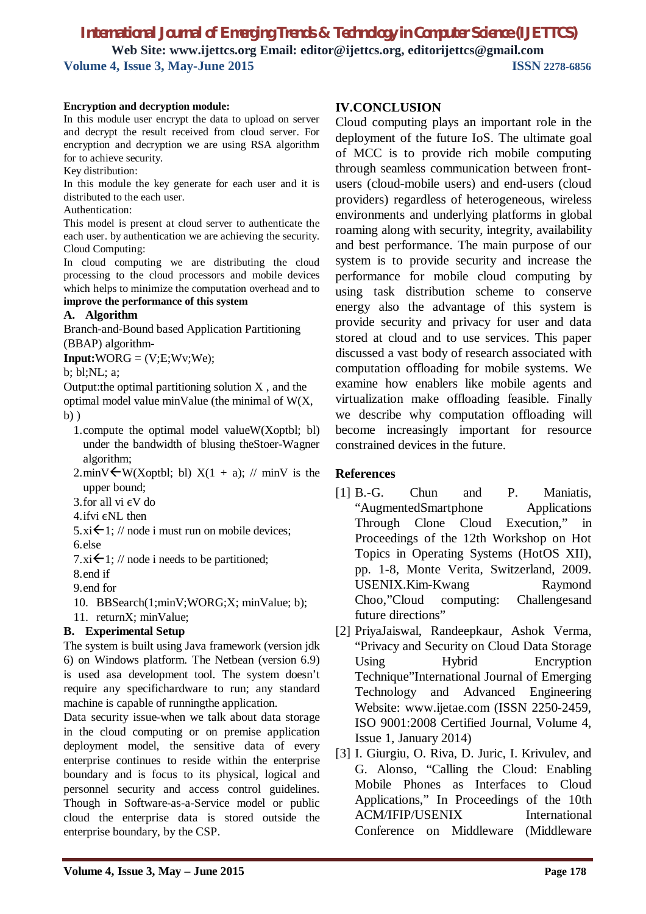**Encryption and decryption module:**

In this module user encrypt the data to upload on server and decrypt the result received from cloud server. For encryption and decryption we are using RSA algorithm for to achieve security.

Key distribution:

In this module the key generate for each user and it is distributed to the each user.

Authentication:

This model is present at cloud server to authenticate the each user. by authentication we are achieving the security.

Cloud Computing:

In cloud computing we are distributing the cloud processing to the cloud processors and mobile devices which helps to minimize the computation overhead and to **improve the performance of this system**

### A. Algorithm

Branch-and-Bound based Application Partitioning (BBAP) algorithm-

**Input:**WORG = (V;E;Wv;We);

b; bl;NL; a;

Output:the optimal partitioning solution X , and the optimal model value minValue (the minimal of W(X, b) )

1. compute the optimal model valueW(Xoptbl; bl) under the bandwidth of blusing theStoer-Wagner algorithm;
2. minV←W(Xoptbl; bl) X(1 + a); // minV is the upper bound;
3. for all vi ϵV do
4. ifvi ϵNL then
5. xi←1; // node i must run on mobile devices;
6. else
7. xi←1; // node i needs to be partitioned;
8. end if
9. end for
10. BBSearch(1;minV;WORG;X; minValue; b);
11. returnX; minValue;

### B. Experimental Setup

The system is built using Java framework (version jdk 6) on Windows platform. The Netbean (version 6.9) is used asa development tool. The system doesn't require any specifichardware to run; any standard machine is capable of runningthe application.

Data security issue-when we talk about data storage in the cloud computing or on premise application deployment model, the sensitive data of every enterprise continues to reside within the enterprise boundary and is focus to its physical, logical and personnel security and access control guidelines. Though in Software-as-a-Service model or public cloud the enterprise data is stored outside the enterprise boundary, by the CSP.

## IV.CONCLUSION

Cloud computing plays an important role in the deployment of the future IoS. The ultimate goal of MCC is to provide rich mobile computing through seamless communication between front-users (cloud-mobile users) and end-users (cloud providers) regardless of heterogeneous, wireless environments and underlying platforms in global roaming along with security, integrity, availability and best performance. The main purpose of our system is to provide security and increase the performance for mobile cloud computing by using task distribution scheme to conserve energy also the advantage of this system is provide security and privacy for user and data stored at cloud and to use services. This paper discussed a vast body of research associated with computation offloading for mobile systems. We examine how enablers like mobile agents and virtualization make offloading feasible. Finally we describe why computation offloading will become increasingly important for resource constrained devices in the future.

## References

[1] B.-G. Chun and P. Maniatis, "AugmentedSmartphone Applications Through Clone Cloud Execution," in Proceedings of the 12th Workshop on Hot Topics in Operating Systems (HotOS XII), pp. 1-8, Monte Verita, Switzerland, 2009. USENIX.Kim-Kwang Raymond Choo,"Cloud computing: Challengesand future directions"

[2] PriyaJaiswal, Randeepkaur, Ashok Verma, "Privacy and Security on Cloud Data Storage Using Hybrid Encryption Technique"International Journal of Emerging Technology and Advanced Engineering Website: www.ijetae.com (ISSN 2250-2459, ISO 9001:2008 Certified Journal, Volume 4, Issue 1, January 2014)

[3] I. Giurgiu, O. Riva, D. Juric, I. Krivulev, and G. Alonso, "Calling the Cloud: Enabling Mobile Phones as Interfaces to Cloud Applications," In Proceedings of the 10th ACM/IFIP/USENIX International Conference on Middleware (Middleware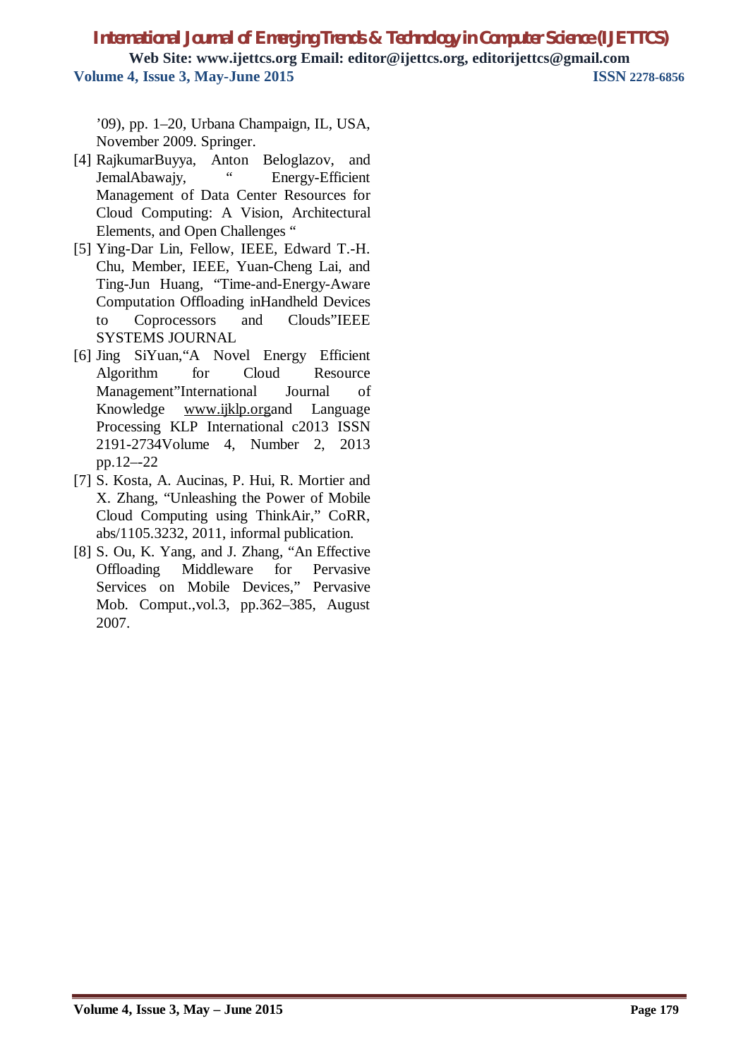'09), pp. 1–20, Urbana Champaign, IL, USA, November 2009. Springer.

[4] RajkumarBuyya, Anton Beloglazov, and JemalAbawajy, " Energy-Efficient Management of Data Center Resources for Cloud Computing: A Vision, Architectural Elements, and Open Challenges "

[5] Ying-Dar Lin, Fellow, IEEE, Edward T.-H. Chu, Member, IEEE, Yuan-Cheng Lai, and Ting-Jun Huang, "Time-and-Energy-Aware Computation Offloading inHandheld Devices to Coprocessors and Clouds"IEEE SYSTEMS JOURNAL

[6] Jing SiYuan,"A Novel Energy Efficient Algorithm for Cloud Resource Management"International Journal of Knowledge www.ijklp.organd Language Processing KLP International c2013 ISSN 2191-2734Volume 4, Number 2, 2013 pp.12–-22

[7] S. Kosta, A. Aucinas, P. Hui, R. Mortier and X. Zhang, "Unleashing the Power of Mobile Cloud Computing using ThinkAir," CoRR, abs/1105.3232, 2011, informal publication.

[8] S. Ou, K. Yang, and J. Zhang, "An Effective Offloading Middleware for Pervasive Services on Mobile Devices," Pervasive Mob. Comput.,vol.3, pp.362–385, August 2007.